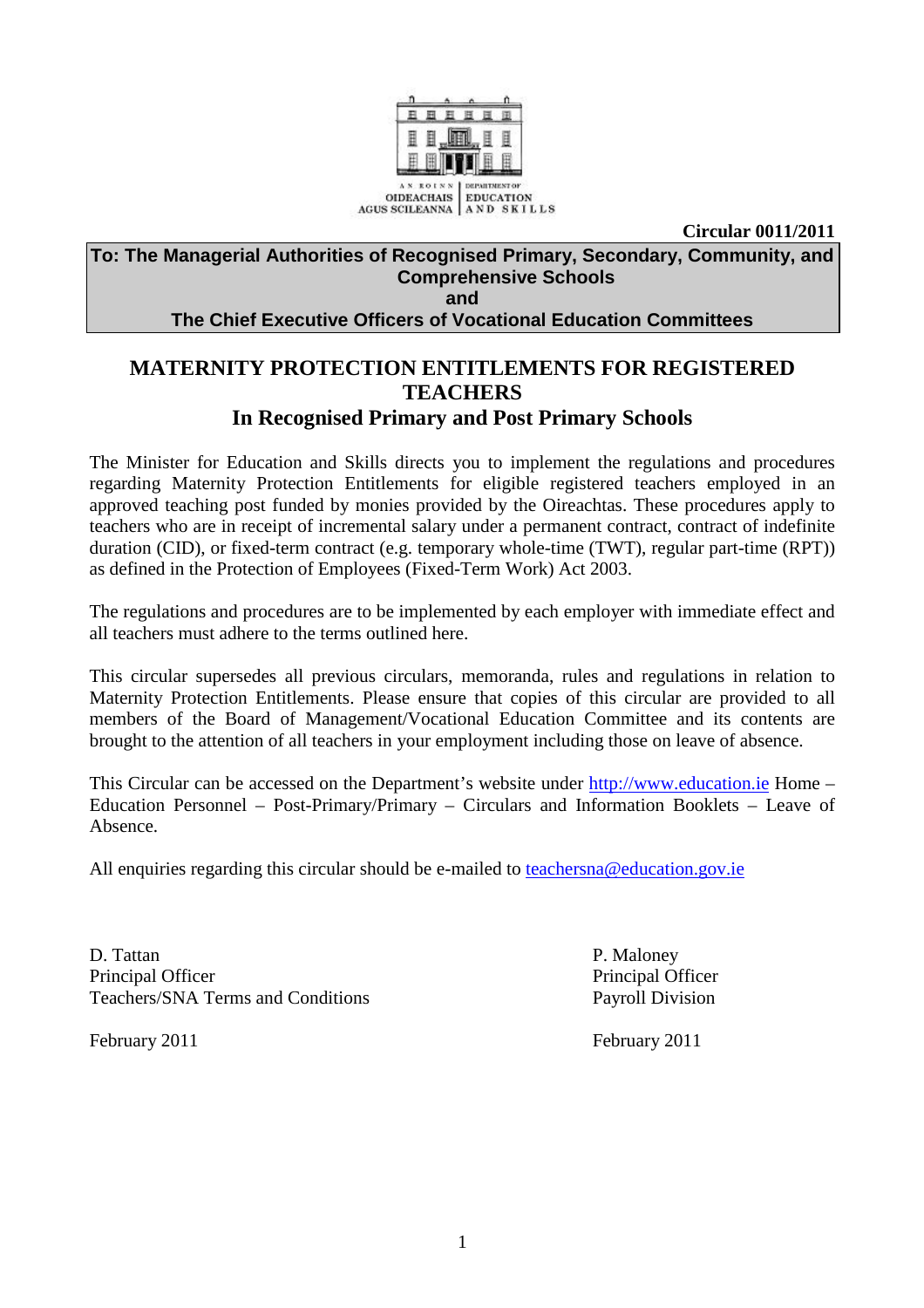AN ROINN OIDEACHAIS AGUS SCILEANNA | DEPARTMENT OF EDUCATION AND SKILLS

**Circular 0011/2011**

**To: The Managerial Authorities of Recognised Primary, Secondary, Community, and Comprehensive Schools**
**and**
**The Chief Executive Officers of Vocational Education Committees**

# MATERNITY PROTECTION ENTITLEMENTS FOR REGISTERED TEACHERS

## In Recognised Primary and Post Primary Schools

The Minister for Education and Skills directs you to implement the regulations and procedures regarding Maternity Protection Entitlements for eligible registered teachers employed in an approved teaching post funded by monies provided by the Oireachtas. These procedures apply to teachers who are in receipt of incremental salary under a permanent contract, contract of indefinite duration (CID), or fixed-term contract (e.g. temporary whole-time (TWT), regular part-time (RPT)) as defined in the Protection of Employees (Fixed-Term Work) Act 2003.

The regulations and procedures are to be implemented by each employer with immediate effect and all teachers must adhere to the terms outlined here.

This circular supersedes all previous circulars, memoranda, rules and regulations in relation to Maternity Protection Entitlements. Please ensure that copies of this circular are provided to all members of the Board of Management/Vocational Education Committee and its contents are brought to the attention of all teachers in your employment including those on leave of absence.

This Circular can be accessed on the Department's website under http://www.education.ie Home – Education Personnel – Post-Primary/Primary – Circulars and Information Booklets – Leave of Absence.

All enquiries regarding this circular should be e-mailed to teachersna@education.gov.ie

D. Tattan
Principal Officer
Teachers/SNA Terms and Conditions

February 2011

P. Maloney
Principal Officer
Payroll Division

February 2011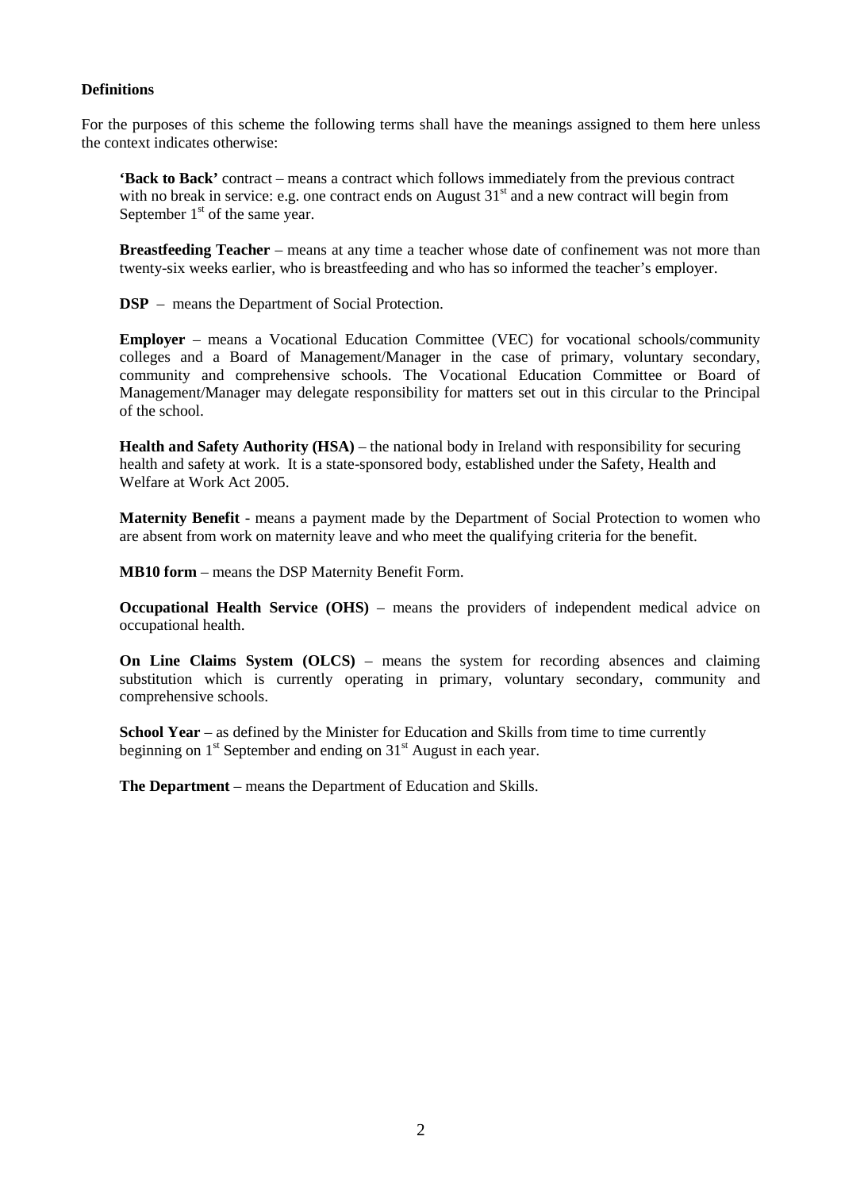**Definitions**

For the purposes of this scheme the following terms shall have the meanings assigned to them here unless the context indicates otherwise:

**'Back to Back'** contract – means a contract which follows immediately from the previous contract with no break in service: e.g. one contract ends on August 31st and a new contract will begin from September 1st of the same year.

**Breastfeeding Teacher** – means at any time a teacher whose date of confinement was not more than twenty-six weeks earlier, who is breastfeeding and who has so informed the teacher's employer.

**DSP** – means the Department of Social Protection.

**Employer** – means a Vocational Education Committee (VEC) for vocational schools/community colleges and a Board of Management/Manager in the case of primary, voluntary secondary, community and comprehensive schools. The Vocational Education Committee or Board of Management/Manager may delegate responsibility for matters set out in this circular to the Principal of the school.

**Health and Safety Authority (HSA)** – the national body in Ireland with responsibility for securing health and safety at work. It is a state-sponsored body, established under the Safety, Health and Welfare at Work Act 2005.

**Maternity Benefit** - means a payment made by the Department of Social Protection to women who are absent from work on maternity leave and who meet the qualifying criteria for the benefit.

**MB10 form** – means the DSP Maternity Benefit Form.

**Occupational Health Service (OHS)** – means the providers of independent medical advice on occupational health.

**On Line Claims System (OLCS)** – means the system for recording absences and claiming substitution which is currently operating in primary, voluntary secondary, community and comprehensive schools.

**School Year** – as defined by the Minister for Education and Skills from time to time currently beginning on 1st September and ending on 31st August in each year.

**The Department** – means the Department of Education and Skills.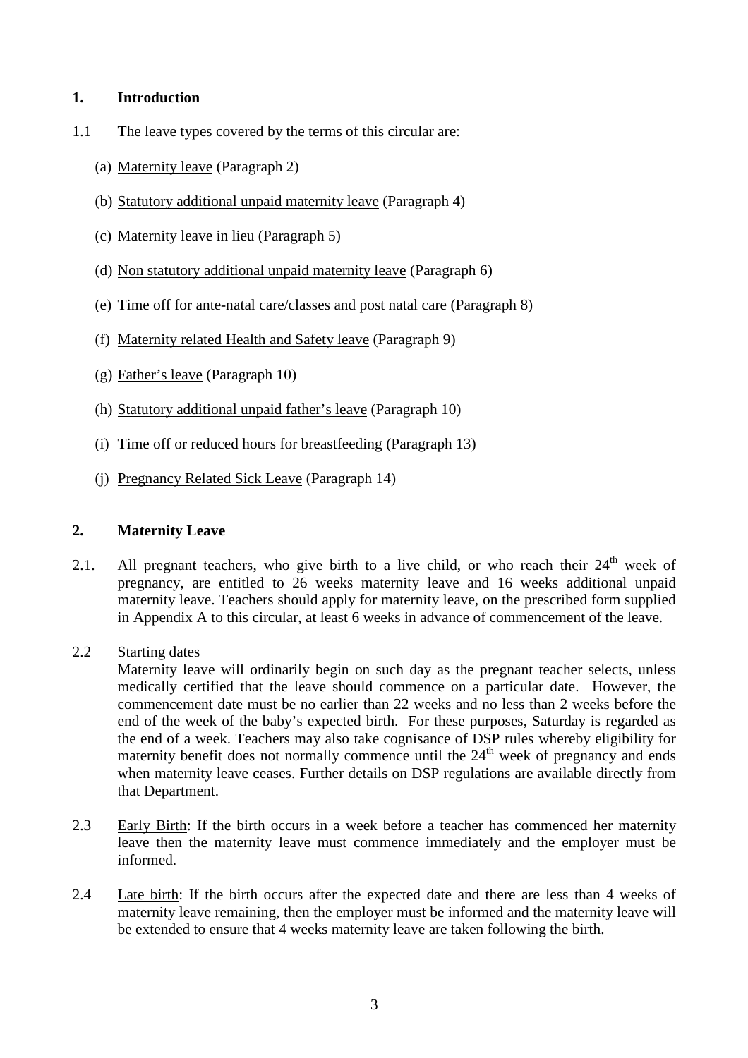## 1. Introduction

1.1 The leave types covered by the terms of this circular are:

(a) Maternity leave (Paragraph 2)

(b) Statutory additional unpaid maternity leave (Paragraph 4)

(c) Maternity leave in lieu (Paragraph 5)

(d) Non statutory additional unpaid maternity leave (Paragraph 6)

(e) Time off for ante-natal care/classes and post natal care (Paragraph 8)

(f) Maternity related Health and Safety leave (Paragraph 9)

(g) Father's leave (Paragraph 10)

(h) Statutory additional unpaid father's leave (Paragraph 10)

(i) Time off or reduced hours for breastfeeding (Paragraph 13)

(j) Pregnancy Related Sick Leave (Paragraph 14)

## 2. Maternity Leave

2.1. All pregnant teachers, who give birth to a live child, or who reach their 24th week of pregnancy, are entitled to 26 weeks maternity leave and 16 weeks additional unpaid maternity leave. Teachers should apply for maternity leave, on the prescribed form supplied in Appendix A to this circular, at least 6 weeks in advance of commencement of the leave.

2.2 Starting dates

Maternity leave will ordinarily begin on such day as the pregnant teacher selects, unless medically certified that the leave should commence on a particular date. However, the commencement date must be no earlier than 22 weeks and no less than 2 weeks before the end of the week of the baby's expected birth. For these purposes, Saturday is regarded as the end of a week. Teachers may also take cognisance of DSP rules whereby eligibility for maternity benefit does not normally commence until the 24th week of pregnancy and ends when maternity leave ceases. Further details on DSP regulations are available directly from that Department.

2.3 Early Birth: If the birth occurs in a week before a teacher has commenced her maternity leave then the maternity leave must commence immediately and the employer must be informed.

2.4 Late birth: If the birth occurs after the expected date and there are less than 4 weeks of maternity leave remaining, then the employer must be informed and the maternity leave will be extended to ensure that 4 weeks maternity leave are taken following the birth.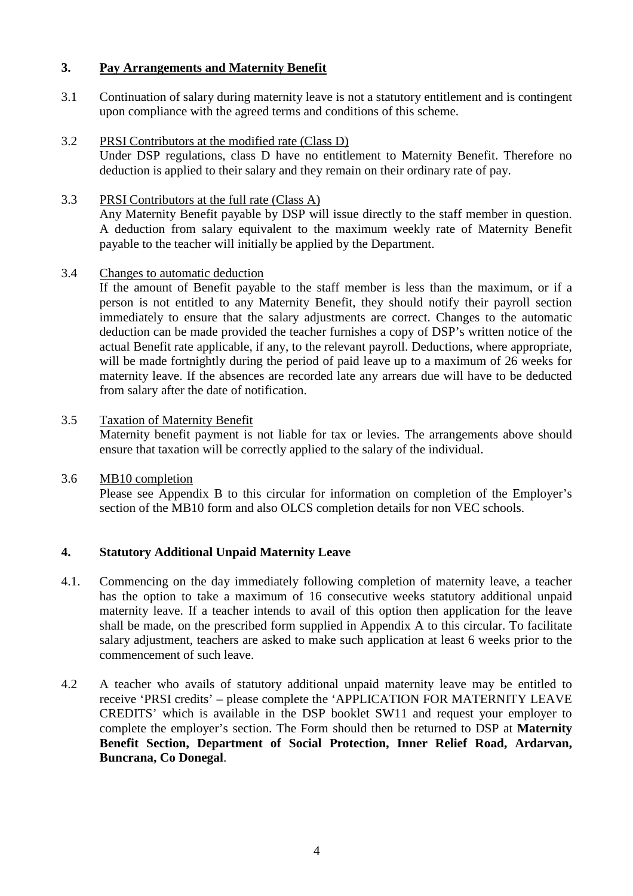## 3. Pay Arrangements and Maternity Benefit

3.1 Continuation of salary during maternity leave is not a statutory entitlement and is contingent upon compliance with the agreed terms and conditions of this scheme.

3.2 PRSI Contributors at the modified rate (Class D)
Under DSP regulations, class D have no entitlement to Maternity Benefit. Therefore no deduction is applied to their salary and they remain on their ordinary rate of pay.

3.3 PRSI Contributors at the full rate (Class A)
Any Maternity Benefit payable by DSP will issue directly to the staff member in question. A deduction from salary equivalent to the maximum weekly rate of Maternity Benefit payable to the teacher will initially be applied by the Department.

3.4 Changes to automatic deduction
If the amount of Benefit payable to the staff member is less than the maximum, or if a person is not entitled to any Maternity Benefit, they should notify their payroll section immediately to ensure that the salary adjustments are correct. Changes to the automatic deduction can be made provided the teacher furnishes a copy of DSP's written notice of the actual Benefit rate applicable, if any, to the relevant payroll. Deductions, where appropriate, will be made fortnightly during the period of paid leave up to a maximum of 26 weeks for maternity leave. If the absences are recorded late any arrears due will have to be deducted from salary after the date of notification.

3.5 Taxation of Maternity Benefit
Maternity benefit payment is not liable for tax or levies. The arrangements above should ensure that taxation will be correctly applied to the salary of the individual.

3.6 MB10 completion
Please see Appendix B to this circular for information on completion of the Employer's section of the MB10 form and also OLCS completion details for non VEC schools.

## 4. Statutory Additional Unpaid Maternity Leave

4.1. Commencing on the day immediately following completion of maternity leave, a teacher has the option to take a maximum of 16 consecutive weeks statutory additional unpaid maternity leave. If a teacher intends to avail of this option then application for the leave shall be made, on the prescribed form supplied in Appendix A to this circular. To facilitate salary adjustment, teachers are asked to make such application at least 6 weeks prior to the commencement of such leave.

4.2 A teacher who avails of statutory additional unpaid maternity leave may be entitled to receive 'PRSI credits' – please complete the 'APPLICATION FOR MATERNITY LEAVE CREDITS' which is available in the DSP booklet SW11 and request your employer to complete the employer's section. The Form should then be returned to DSP at **Maternity Benefit Section, Department of Social Protection, Inner Relief Road, Ardarvan, Buncrana, Co Donegal**.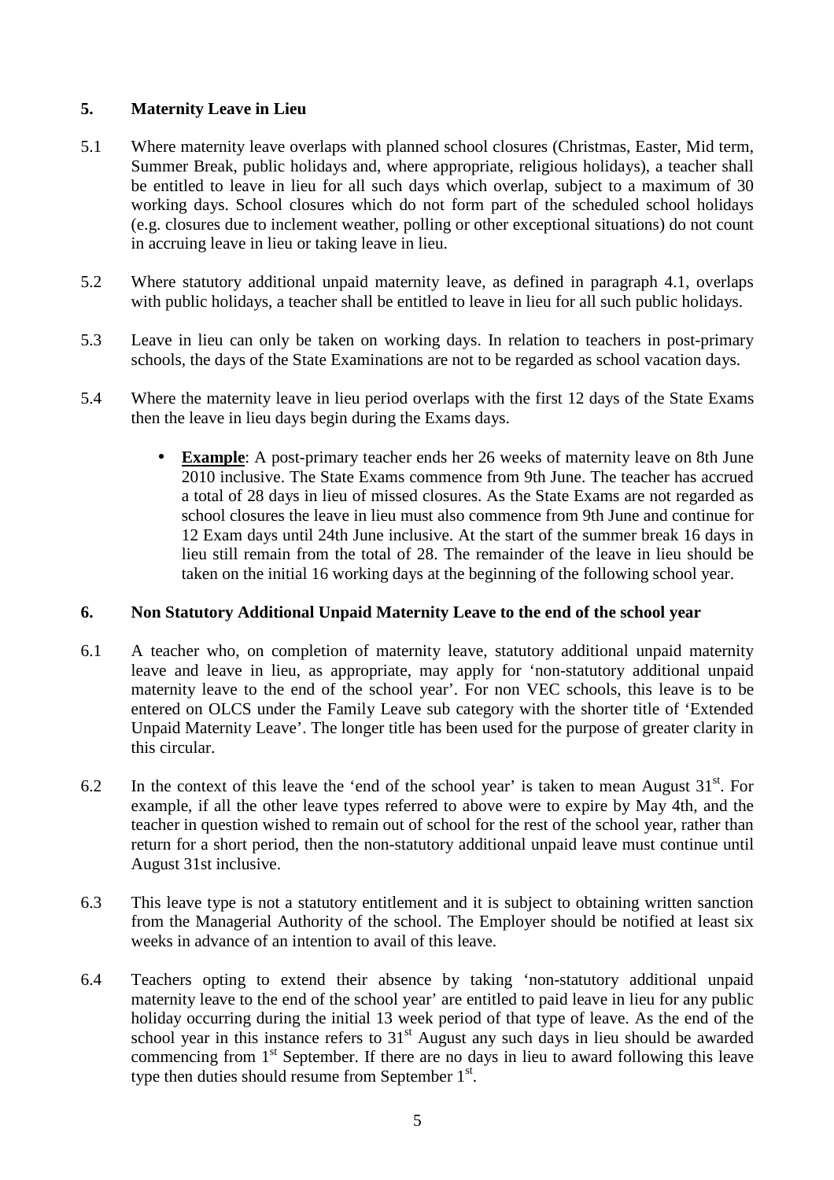## 5. Maternity Leave in Lieu

5.1 Where maternity leave overlaps with planned school closures (Christmas, Easter, Mid term, Summer Break, public holidays and, where appropriate, religious holidays), a teacher shall be entitled to leave in lieu for all such days which overlap, subject to a maximum of 30 working days. School closures which do not form part of the scheduled school holidays (e.g. closures due to inclement weather, polling or other exceptional situations) do not count in accruing leave in lieu or taking leave in lieu.

5.2 Where statutory additional unpaid maternity leave, as defined in paragraph 4.1, overlaps with public holidays, a teacher shall be entitled to leave in lieu for all such public holidays.

5.3 Leave in lieu can only be taken on working days. In relation to teachers in post-primary schools, the days of the State Examinations are not to be regarded as school vacation days.

5.4 Where the maternity leave in lieu period overlaps with the first 12 days of the State Exams then the leave in lieu days begin during the Exams days.

- **Example**: A post-primary teacher ends her 26 weeks of maternity leave on 8th June 2010 inclusive. The State Exams commence from 9th June. The teacher has accrued a total of 28 days in lieu of missed closures. As the State Exams are not regarded as school closures the leave in lieu must also commence from 9th June and continue for 12 Exam days until 24th June inclusive. At the start of the summer break 16 days in lieu still remain from the total of 28. The remainder of the leave in lieu should be taken on the initial 16 working days at the beginning of the following school year.

## 6. Non Statutory Additional Unpaid Maternity Leave to the end of the school year

6.1 A teacher who, on completion of maternity leave, statutory additional unpaid maternity leave and leave in lieu, as appropriate, may apply for 'non-statutory additional unpaid maternity leave to the end of the school year'. For non VEC schools, this leave is to be entered on OLCS under the Family Leave sub category with the shorter title of 'Extended Unpaid Maternity Leave'. The longer title has been used for the purpose of greater clarity in this circular.

6.2 In the context of this leave the 'end of the school year' is taken to mean August 31st. For example, if all the other leave types referred to above were to expire by May 4th, and the teacher in question wished to remain out of school for the rest of the school year, rather than return for a short period, then the non-statutory additional unpaid leave must continue until August 31st inclusive.

6.3 This leave type is not a statutory entitlement and it is subject to obtaining written sanction from the Managerial Authority of the school. The Employer should be notified at least six weeks in advance of an intention to avail of this leave.

6.4 Teachers opting to extend their absence by taking 'non-statutory additional unpaid maternity leave to the end of the school year' are entitled to paid leave in lieu for any public holiday occurring during the initial 13 week period of that type of leave. As the end of the school year in this instance refers to 31st August any such days in lieu should be awarded commencing from 1st September. If there are no days in lieu to award following this leave type then duties should resume from September 1st.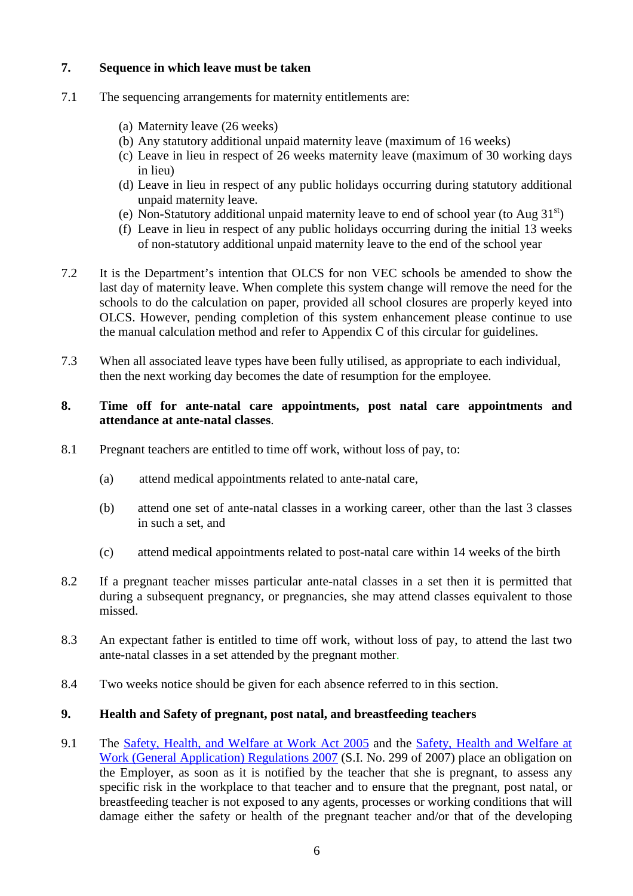## 7. Sequence in which leave must be taken

7.1 The sequencing arrangements for maternity entitlements are:

(a) Maternity leave (26 weeks)
(b) Any statutory additional unpaid maternity leave (maximum of 16 weeks)
(c) Leave in lieu in respect of 26 weeks maternity leave (maximum of 30 working days in lieu)
(d) Leave in lieu in respect of any public holidays occurring during statutory additional unpaid maternity leave.
(e) Non-Statutory additional unpaid maternity leave to end of school year (to Aug 31st)
(f) Leave in lieu in respect of any public holidays occurring during the initial 13 weeks of non-statutory additional unpaid maternity leave to the end of the school year

7.2 It is the Department's intention that OLCS for non VEC schools be amended to show the last day of maternity leave. When complete this system change will remove the need for the schools to do the calculation on paper, provided all school closures are properly keyed into OLCS. However, pending completion of this system enhancement please continue to use the manual calculation method and refer to Appendix C of this circular for guidelines.

7.3 When all associated leave types have been fully utilised, as appropriate to each individual, then the next working day becomes the date of resumption for the employee.

## 8. Time off for ante-natal care appointments, post natal care appointments and attendance at ante-natal classes.

8.1 Pregnant teachers are entitled to time off work, without loss of pay, to:

(a) attend medical appointments related to ante-natal care,

(b) attend one set of ante-natal classes in a working career, other than the last 3 classes in such a set, and

(c) attend medical appointments related to post-natal care within 14 weeks of the birth

8.2 If a pregnant teacher misses particular ante-natal classes in a set then it is permitted that during a subsequent pregnancy, or pregnancies, she may attend classes equivalent to those missed.

8.3 An expectant father is entitled to time off work, without loss of pay, to attend the last two ante-natal classes in a set attended by the pregnant mother.

8.4 Two weeks notice should be given for each absence referred to in this section.

## 9. Health and Safety of pregnant, post natal, and breastfeeding teachers

9.1 The Safety, Health, and Welfare at Work Act 2005 and the Safety, Health and Welfare at Work (General Application) Regulations 2007 (S.I. No. 299 of 2007) place an obligation on the Employer, as soon as it is notified by the teacher that she is pregnant, to assess any specific risk in the workplace to that teacher and to ensure that the pregnant, post natal, or breastfeeding teacher is not exposed to any agents, processes or working conditions that will damage either the safety or health of the pregnant teacher and/or that of the developing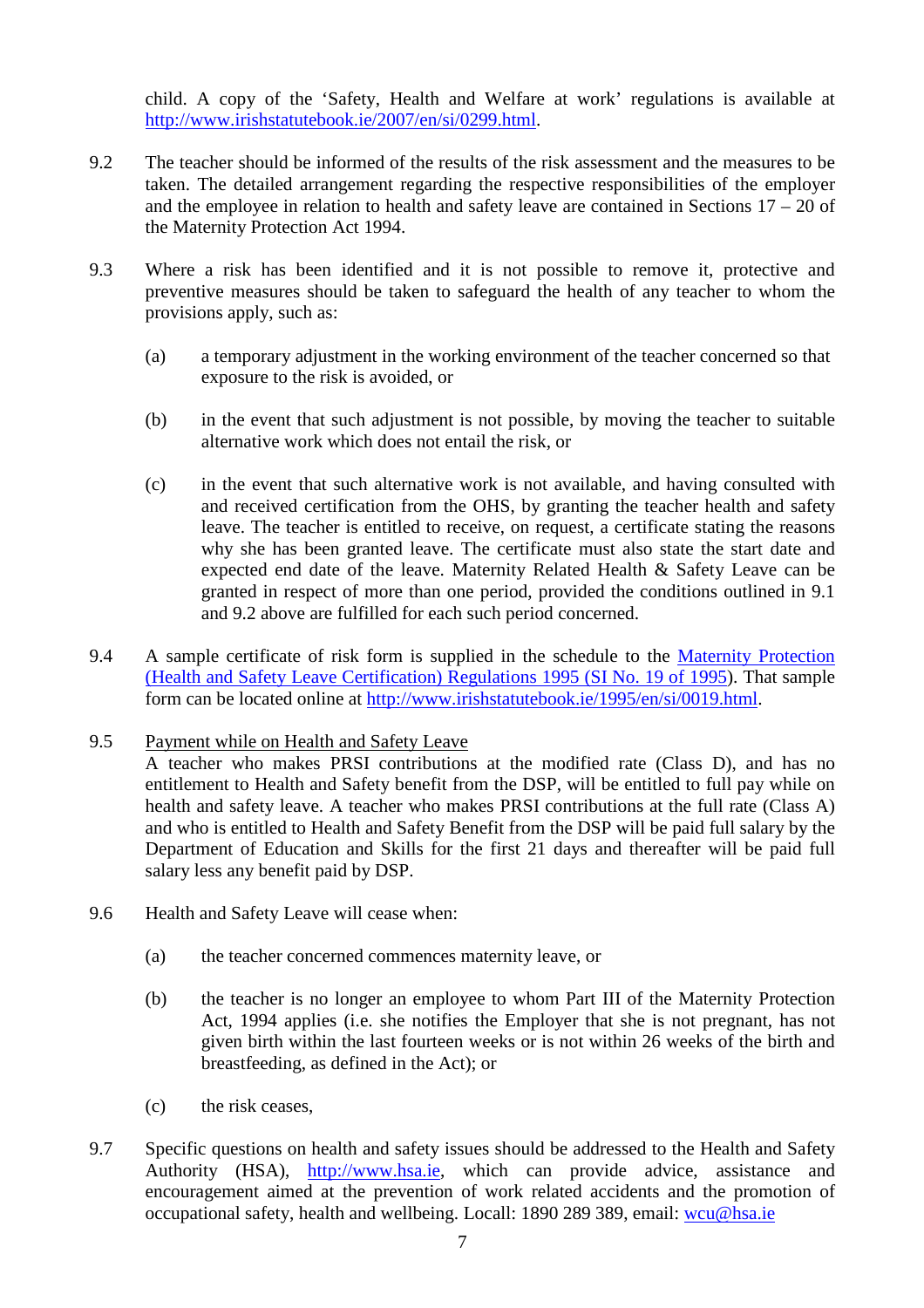child. A copy of the 'Safety, Health and Welfare at work' regulations is available at http://www.irishstatutebook.ie/2007/en/si/0299.html.

9.2 The teacher should be informed of the results of the risk assessment and the measures to be taken. The detailed arrangement regarding the respective responsibilities of the employer and the employee in relation to health and safety leave are contained in Sections 17 – 20 of the Maternity Protection Act 1994.

9.3 Where a risk has been identified and it is not possible to remove it, protective and preventive measures should be taken to safeguard the health of any teacher to whom the provisions apply, such as:

(a) a temporary adjustment in the working environment of the teacher concerned so that exposure to the risk is avoided, or

(b) in the event that such adjustment is not possible, by moving the teacher to suitable alternative work which does not entail the risk, or

(c) in the event that such alternative work is not available, and having consulted with and received certification from the OHS, by granting the teacher health and safety leave. The teacher is entitled to receive, on request, a certificate stating the reasons why she has been granted leave. The certificate must also state the start date and expected end date of the leave. Maternity Related Health & Safety Leave can be granted in respect of more than one period, provided the conditions outlined in 9.1 and 9.2 above are fulfilled for each such period concerned.

9.4 A sample certificate of risk form is supplied in the schedule to the Maternity Protection (Health and Safety Leave Certification) Regulations 1995 (SI No. 19 of 1995). That sample form can be located online at http://www.irishstatutebook.ie/1995/en/si/0019.html.

9.5 Payment while on Health and Safety Leave

A teacher who makes PRSI contributions at the modified rate (Class D), and has no entitlement to Health and Safety benefit from the DSP, will be entitled to full pay while on health and safety leave. A teacher who makes PRSI contributions at the full rate (Class A) and who is entitled to Health and Safety Benefit from the DSP will be paid full salary by the Department of Education and Skills for the first 21 days and thereafter will be paid full salary less any benefit paid by DSP.

9.6 Health and Safety Leave will cease when:

(a) the teacher concerned commences maternity leave, or

(b) the teacher is no longer an employee to whom Part III of the Maternity Protection Act, 1994 applies (i.e. she notifies the Employer that she is not pregnant, has not given birth within the last fourteen weeks or is not within 26 weeks of the birth and breastfeeding, as defined in the Act); or

(c) the risk ceases,

9.7 Specific questions on health and safety issues should be addressed to the Health and Safety Authority (HSA), http://www.hsa.ie, which can provide advice, assistance and encouragement aimed at the prevention of work related accidents and the promotion of occupational safety, health and wellbeing. Locall: 1890 289 389, email: wcu@hsa.ie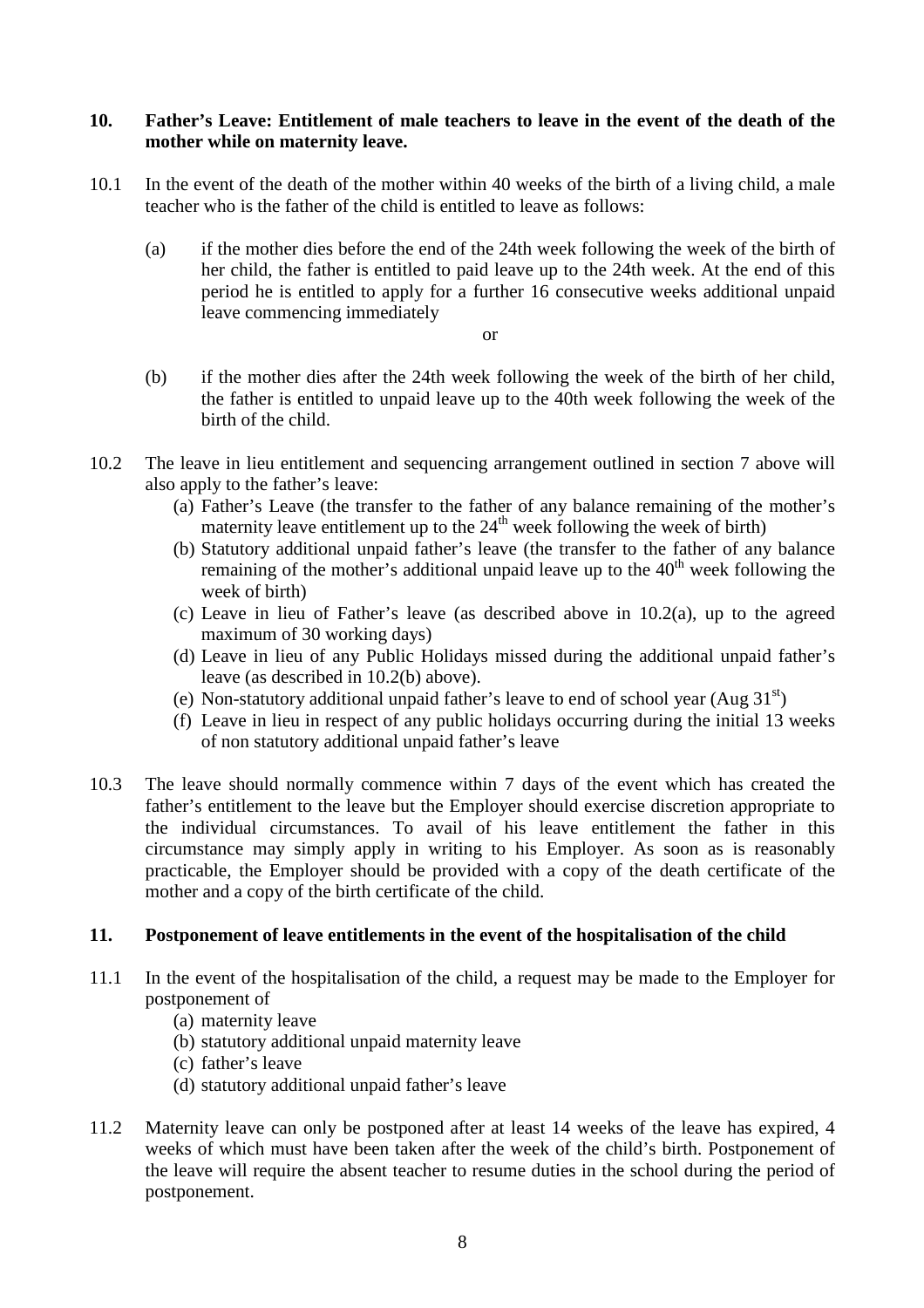## 10. Father's Leave: Entitlement of male teachers to leave in the event of the death of the mother while on maternity leave.

10.1 In the event of the death of the mother within 40 weeks of the birth of a living child, a male teacher who is the father of the child is entitled to leave as follows:

(a) if the mother dies before the end of the 24th week following the week of the birth of her child, the father is entitled to paid leave up to the 24th week. At the end of this period he is entitled to apply for a further 16 consecutive weeks additional unpaid leave commencing immediately

or

(b) if the mother dies after the 24th week following the week of the birth of her child, the father is entitled to unpaid leave up to the 40th week following the week of the birth of the child.

10.2 The leave in lieu entitlement and sequencing arrangement outlined in section 7 above will also apply to the father's leave:

(a) Father's Leave (the transfer to the father of any balance remaining of the mother's maternity leave entitlement up to the 24th week following the week of birth)
(b) Statutory additional unpaid father's leave (the transfer to the father of any balance remaining of the mother's additional unpaid leave up to the 40th week following the week of birth)
(c) Leave in lieu of Father's leave (as described above in 10.2(a), up to the agreed maximum of 30 working days)
(d) Leave in lieu of any Public Holidays missed during the additional unpaid father's leave (as described in 10.2(b) above).
(e) Non-statutory additional unpaid father's leave to end of school year (Aug 31st)
(f) Leave in lieu in respect of any public holidays occurring during the initial 13 weeks of non statutory additional unpaid father's leave

10.3 The leave should normally commence within 7 days of the event which has created the father's entitlement to the leave but the Employer should exercise discretion appropriate to the individual circumstances. To avail of his leave entitlement the father in this circumstance may simply apply in writing to his Employer. As soon as is reasonably practicable, the Employer should be provided with a copy of the death certificate of the mother and a copy of the birth certificate of the child.

## 11. Postponement of leave entitlements in the event of the hospitalisation of the child

11.1 In the event of the hospitalisation of the child, a request may be made to the Employer for postponement of

(a) maternity leave
(b) statutory additional unpaid maternity leave
(c) father's leave
(d) statutory additional unpaid father's leave

11.2 Maternity leave can only be postponed after at least 14 weeks of the leave has expired, 4 weeks of which must have been taken after the week of the child's birth. Postponement of the leave will require the absent teacher to resume duties in the school during the period of postponement.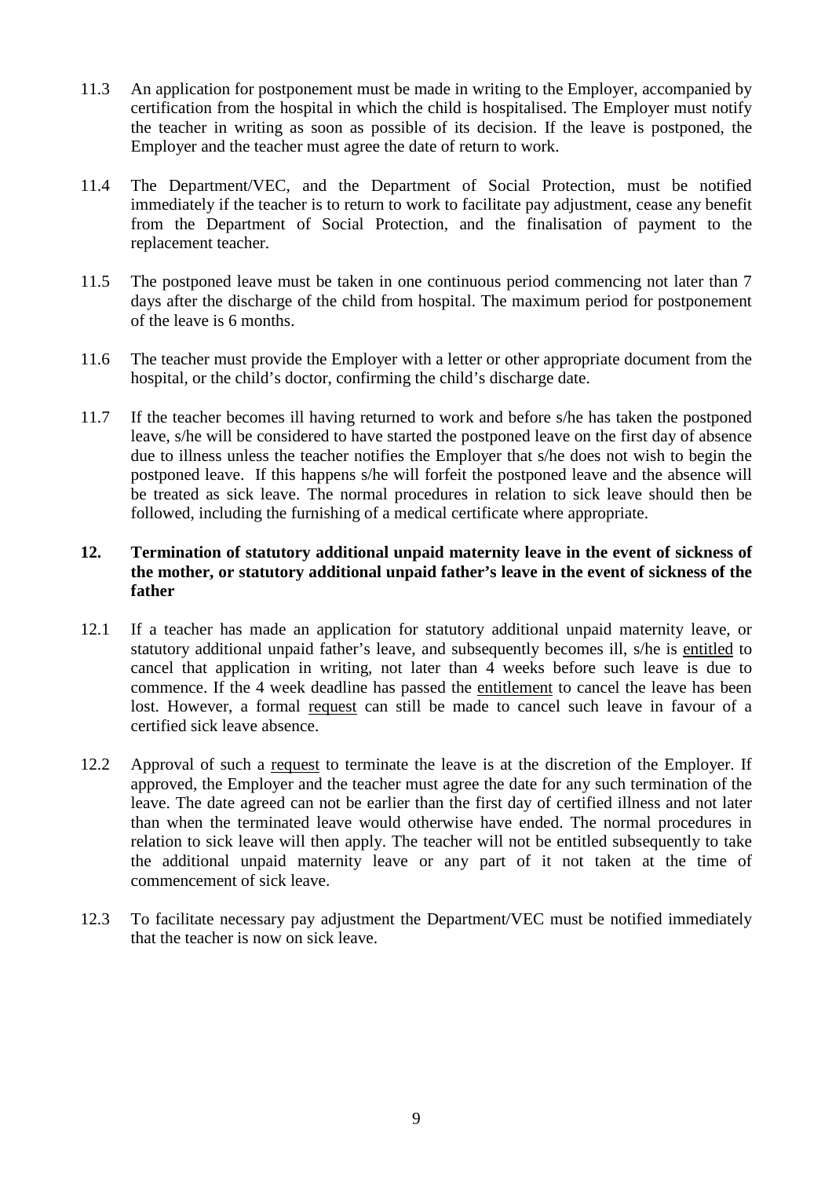11.3 An application for postponement must be made in writing to the Employer, accompanied by certification from the hospital in which the child is hospitalised. The Employer must notify the teacher in writing as soon as possible of its decision. If the leave is postponed, the Employer and the teacher must agree the date of return to work.

11.4 The Department/VEC, and the Department of Social Protection, must be notified immediately if the teacher is to return to work to facilitate pay adjustment, cease any benefit from the Department of Social Protection, and the finalisation of payment to the replacement teacher.

11.5 The postponed leave must be taken in one continuous period commencing not later than 7 days after the discharge of the child from hospital. The maximum period for postponement of the leave is 6 months.

11.6 The teacher must provide the Employer with a letter or other appropriate document from the hospital, or the child's doctor, confirming the child's discharge date.

11.7 If the teacher becomes ill having returned to work and before s/he has taken the postponed leave, s/he will be considered to have started the postponed leave on the first day of absence due to illness unless the teacher notifies the Employer that s/he does not wish to begin the postponed leave. If this happens s/he will forfeit the postponed leave and the absence will be treated as sick leave. The normal procedures in relation to sick leave should then be followed, including the furnishing of a medical certificate where appropriate.

## 12. Termination of statutory additional unpaid maternity leave in the event of sickness of the mother, or statutory additional unpaid father's leave in the event of sickness of the father

12.1 If a teacher has made an application for statutory additional unpaid maternity leave, or statutory additional unpaid father's leave, and subsequently becomes ill, s/he is <u>entitled</u> to cancel that application in writing, not later than 4 weeks before such leave is due to commence. If the 4 week deadline has passed the <u>entitlement</u> to cancel the leave has been lost. However, a formal <u>request</u> can still be made to cancel such leave in favour of a certified sick leave absence.

12.2 Approval of such a <u>request</u> to terminate the leave is at the discretion of the Employer. If approved, the Employer and the teacher must agree the date for any such termination of the leave. The date agreed can not be earlier than the first day of certified illness and not later than when the terminated leave would otherwise have ended. The normal procedures in relation to sick leave will then apply. The teacher will not be entitled subsequently to take the additional unpaid maternity leave or any part of it not taken at the time of commencement of sick leave.

12.3 To facilitate necessary pay adjustment the Department/VEC must be notified immediately that the teacher is now on sick leave.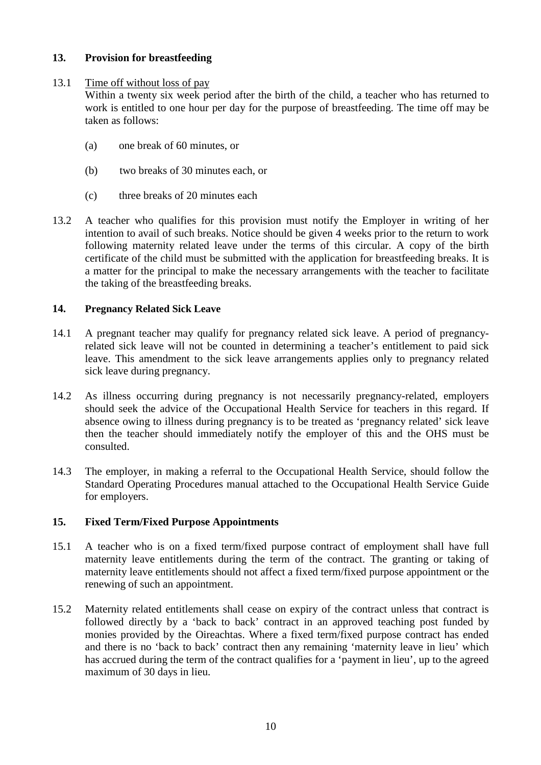## 13. Provision for breastfeeding

13.1 Time off without loss of pay

Within a twenty six week period after the birth of the child, a teacher who has returned to work is entitled to one hour per day for the purpose of breastfeeding. The time off may be taken as follows:

- (a) one break of 60 minutes, or
- (b) two breaks of 30 minutes each, or
- (c) three breaks of 20 minutes each

13.2 A teacher who qualifies for this provision must notify the Employer in writing of her intention to avail of such breaks. Notice should be given 4 weeks prior to the return to work following maternity related leave under the terms of this circular. A copy of the birth certificate of the child must be submitted with the application for breastfeeding breaks. It is a matter for the principal to make the necessary arrangements with the teacher to facilitate the taking of the breastfeeding breaks.

## 14. Pregnancy Related Sick Leave

14.1 A pregnant teacher may qualify for pregnancy related sick leave. A period of pregnancy-related sick leave will not be counted in determining a teacher's entitlement to paid sick leave. This amendment to the sick leave arrangements applies only to pregnancy related sick leave during pregnancy.

14.2 As illness occurring during pregnancy is not necessarily pregnancy-related, employers should seek the advice of the Occupational Health Service for teachers in this regard. If absence owing to illness during pregnancy is to be treated as 'pregnancy related' sick leave then the teacher should immediately notify the employer of this and the OHS must be consulted.

14.3 The employer, in making a referral to the Occupational Health Service, should follow the Standard Operating Procedures manual attached to the Occupational Health Service Guide for employers.

## 15. Fixed Term/Fixed Purpose Appointments

15.1 A teacher who is on a fixed term/fixed purpose contract of employment shall have full maternity leave entitlements during the term of the contract. The granting or taking of maternity leave entitlements should not affect a fixed term/fixed purpose appointment or the renewing of such an appointment.

15.2 Maternity related entitlements shall cease on expiry of the contract unless that contract is followed directly by a 'back to back' contract in an approved teaching post funded by monies provided by the Oireachtas. Where a fixed term/fixed purpose contract has ended and there is no 'back to back' contract then any remaining 'maternity leave in lieu' which has accrued during the term of the contract qualifies for a 'payment in lieu', up to the agreed maximum of 30 days in lieu.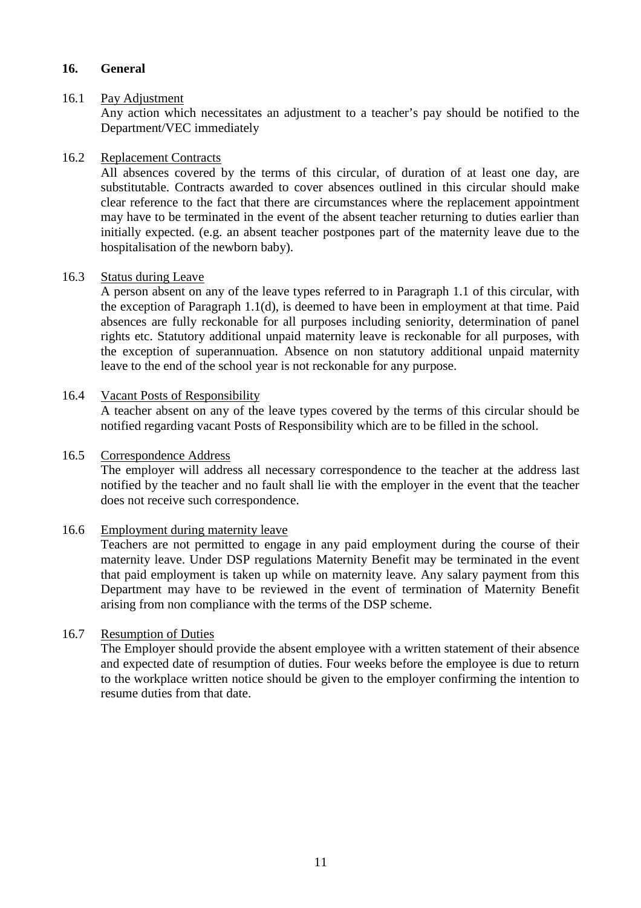## 16. General

16.1 Pay Adjustment

Any action which necessitates an adjustment to a teacher's pay should be notified to the Department/VEC immediately

16.2 Replacement Contracts

All absences covered by the terms of this circular, of duration of at least one day, are substitutable. Contracts awarded to cover absences outlined in this circular should make clear reference to the fact that there are circumstances where the replacement appointment may have to be terminated in the event of the absent teacher returning to duties earlier than initially expected. (e.g. an absent teacher postpones part of the maternity leave due to the hospitalisation of the newborn baby).

16.3 Status during Leave

A person absent on any of the leave types referred to in Paragraph 1.1 of this circular, with the exception of Paragraph 1.1(d), is deemed to have been in employment at that time. Paid absences are fully reckonable for all purposes including seniority, determination of panel rights etc. Statutory additional unpaid maternity leave is reckonable for all purposes, with the exception of superannuation. Absence on non statutory additional unpaid maternity leave to the end of the school year is not reckonable for any purpose.

16.4 Vacant Posts of Responsibility

A teacher absent on any of the leave types covered by the terms of this circular should be notified regarding vacant Posts of Responsibility which are to be filled in the school.

16.5 Correspondence Address

The employer will address all necessary correspondence to the teacher at the address last notified by the teacher and no fault shall lie with the employer in the event that the teacher does not receive such correspondence.

16.6 Employment during maternity leave

Teachers are not permitted to engage in any paid employment during the course of their maternity leave. Under DSP regulations Maternity Benefit may be terminated in the event that paid employment is taken up while on maternity leave. Any salary payment from this Department may have to be reviewed in the event of termination of Maternity Benefit arising from non compliance with the terms of the DSP scheme.

16.7 Resumption of Duties

The Employer should provide the absent employee with a written statement of their absence and expected date of resumption of duties. Four weeks before the employee is due to return to the workplace written notice should be given to the employer confirming the intention to resume duties from that date.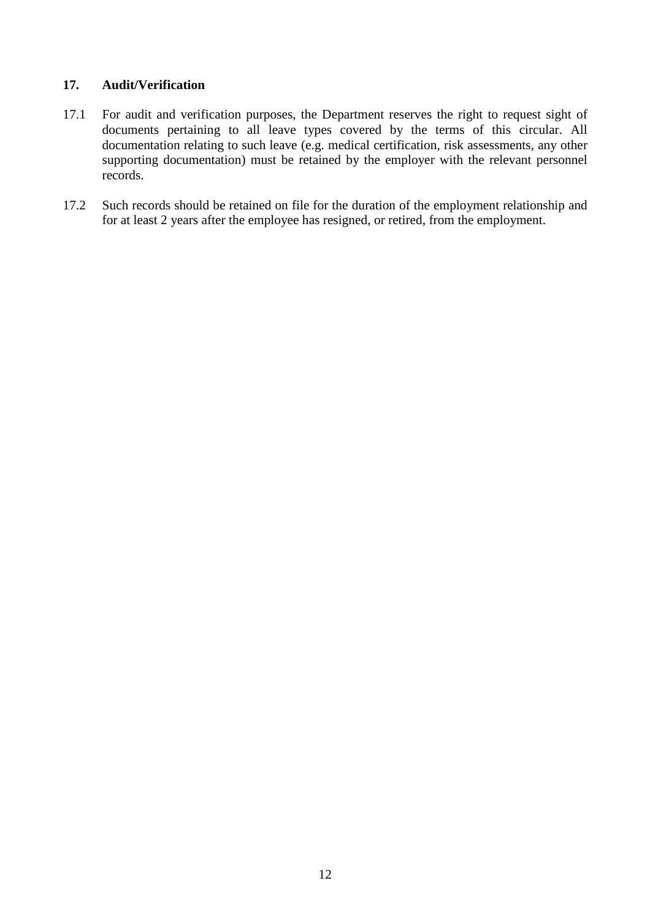## 17. Audit/Verification

17.1 For audit and verification purposes, the Department reserves the right to request sight of documents pertaining to all leave types covered by the terms of this circular. All documentation relating to such leave (e.g. medical certification, risk assessments, any other supporting documentation) must be retained by the employer with the relevant personnel records.

17.2 Such records should be retained on file for the duration of the employment relationship and for at least 2 years after the employee has resigned, or retired, from the employment.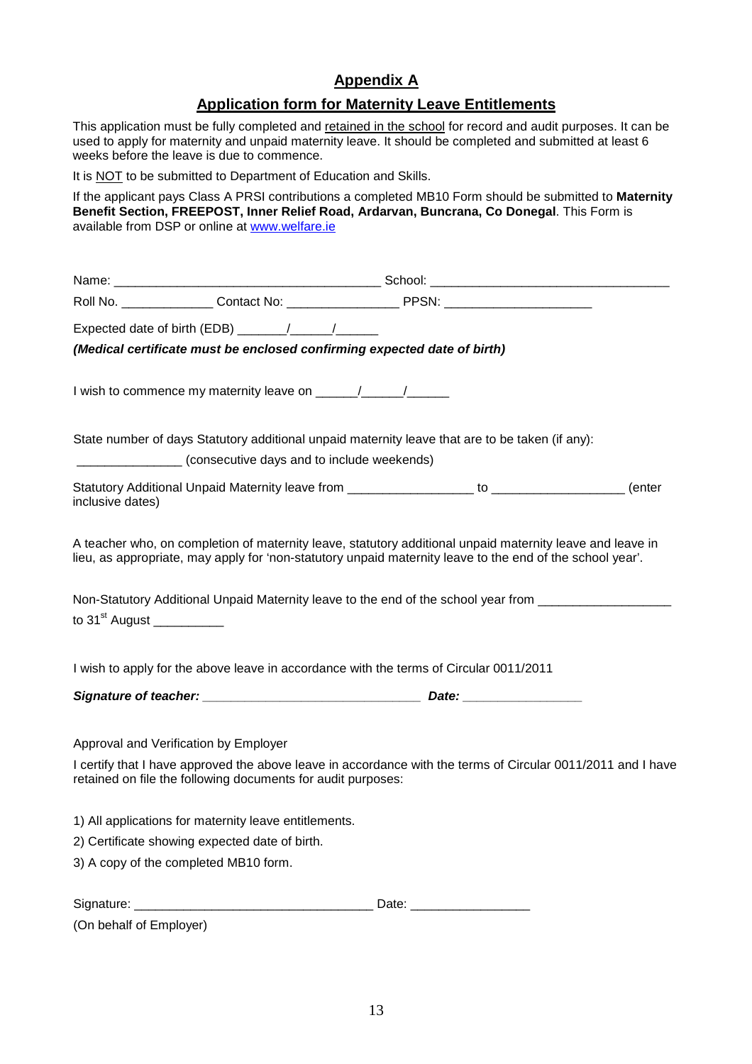## Appendix A

## Application form for Maternity Leave Entitlements

This application must be fully completed and retained in the school for record and audit purposes. It can be used to apply for maternity and unpaid maternity leave. It should be completed and submitted at least 6 weeks before the leave is due to commence.

It is NOT to be submitted to Department of Education and Skills.

If the applicant pays Class A PRSI contributions a completed MB10 Form should be submitted to **Maternity Benefit Section, FREEPOST, Inner Relief Road, Ardarvan, Buncrana, Co Donegal**. This Form is available from DSP or online at www.welfare.ie

Name: ______________________________________ School: __________________________________

Roll No. _____________ Contact No: ________________ PPSN: _____________________

Expected date of birth (EDB) _______/______/______

***(Medical certificate must be enclosed confirming expected date of birth)***

I wish to commence my maternity leave on ______/______/______

State number of days Statutory additional unpaid maternity leave that are to be taken (if any):

_______________ (consecutive days and to include weekends)

Statutory Additional Unpaid Maternity leave from __________________ to ___________________ (enter inclusive dates)

A teacher who, on completion of maternity leave, statutory additional unpaid maternity leave and leave in lieu, as appropriate, may apply for 'non-statutory unpaid maternity leave to the end of the school year'.

Non-Statutory Additional Unpaid Maternity leave to the end of the school year from ___________________ to 31st August __________

I wish to apply for the above leave in accordance with the terms of Circular 0011/2011

***Signature of teacher: _______________________________ Date: _________________***

Approval and Verification by Employer

I certify that I have approved the above leave in accordance with the terms of Circular 0011/2011 and I have retained on file the following documents for audit purposes:

1) All applications for maternity leave entitlements.
2) Certificate showing expected date of birth.
3) A copy of the completed MB10 form.

Signature: __________________________________ Date: _________________

(On behalf of Employer)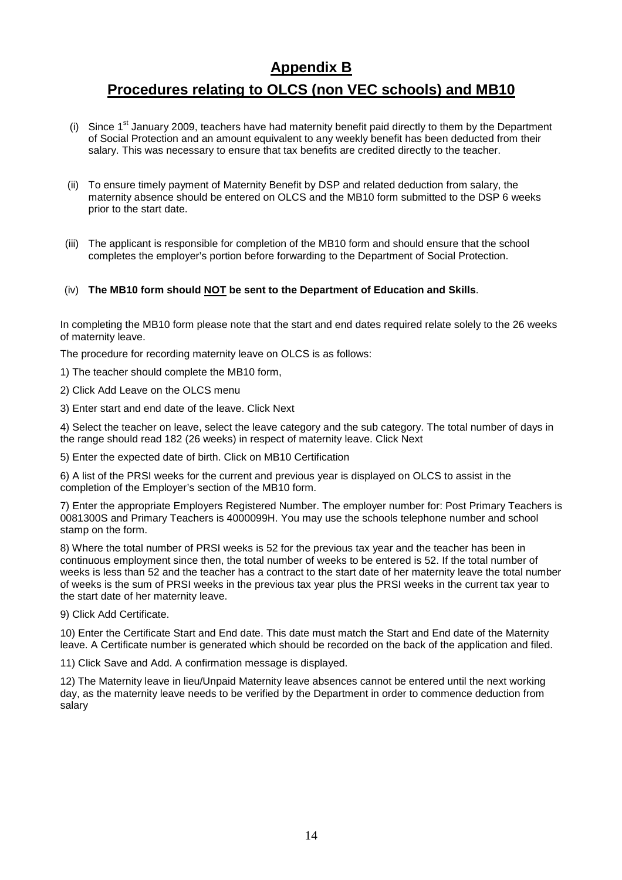# Appendix B

## Procedures relating to OLCS (non VEC schools) and MB10

(i) Since 1st January 2009, teachers have had maternity benefit paid directly to them by the Department of Social Protection and an amount equivalent to any weekly benefit has been deducted from their salary. This was necessary to ensure that tax benefits are credited directly to the teacher.

(ii) To ensure timely payment of Maternity Benefit by DSP and related deduction from salary, the maternity absence should be entered on OLCS and the MB10 form submitted to the DSP 6 weeks prior to the start date.

(iii) The applicant is responsible for completion of the MB10 form and should ensure that the school completes the employer's portion before forwarding to the Department of Social Protection.

(iv) **The MB10 form should NOT be sent to the Department of Education and Skills**.

In completing the MB10 form please note that the start and end dates required relate solely to the 26 weeks of maternity leave.

The procedure for recording maternity leave on OLCS is as follows:

1) The teacher should complete the MB10 form,

2) Click Add Leave on the OLCS menu

3) Enter start and end date of the leave. Click Next

4) Select the teacher on leave, select the leave category and the sub category. The total number of days in the range should read 182 (26 weeks) in respect of maternity leave. Click Next

5) Enter the expected date of birth. Click on MB10 Certification

6) A list of the PRSI weeks for the current and previous year is displayed on OLCS to assist in the completion of the Employer's section of the MB10 form.

7) Enter the appropriate Employers Registered Number. The employer number for: Post Primary Teachers is 0081300S and Primary Teachers is 4000099H. You may use the schools telephone number and school stamp on the form.

8) Where the total number of PRSI weeks is 52 for the previous tax year and the teacher has been in continuous employment since then, the total number of weeks to be entered is 52. If the total number of weeks is less than 52 and the teacher has a contract to the start date of her maternity leave the total number of weeks is the sum of PRSI weeks in the previous tax year plus the PRSI weeks in the current tax year to the start date of her maternity leave.

9) Click Add Certificate.

10) Enter the Certificate Start and End date. This date must match the Start and End date of the Maternity leave. A Certificate number is generated which should be recorded on the back of the application and filed.

11) Click Save and Add. A confirmation message is displayed.

12) The Maternity leave in lieu/Unpaid Maternity leave absences cannot be entered until the next working day, as the maternity leave needs to be verified by the Department in order to commence deduction from salary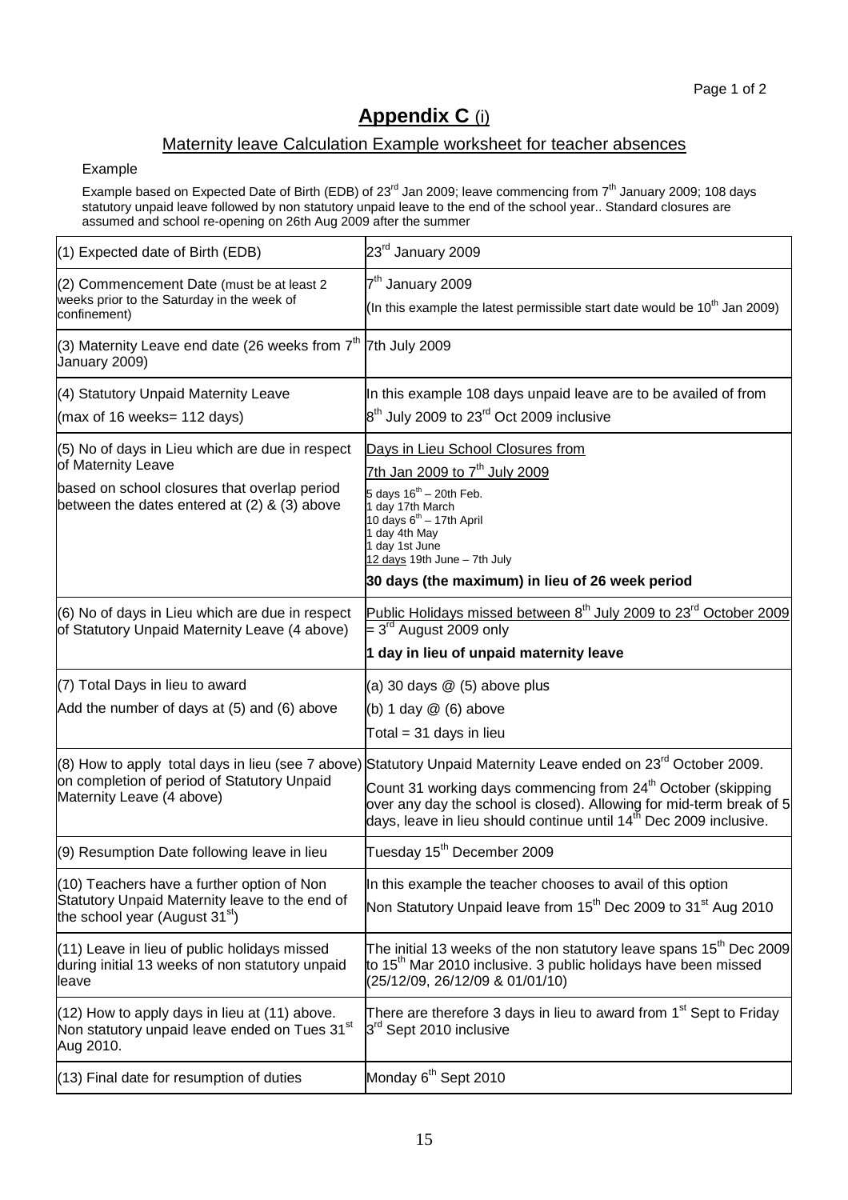# Appendix C (i)

## Maternity leave Calculation Example worksheet for teacher absences

Example

Example based on Expected Date of Birth (EDB) of 23rd Jan 2009; leave commencing from 7th January 2009; 108 days statutory unpaid leave followed by non statutory unpaid leave to the end of the school year.. Standard closures are assumed and school re-opening on 26th Aug 2009 after the summer

| | |
|---|---|
| (1) Expected date of Birth (EDB) | 23rd January 2009 |
| (2) Commencement Date (must be at least 2 weeks prior to the Saturday in the week of confinement) | 7th January 2009<br>(In this example the latest permissible start date would be 10th Jan 2009) |
| (3) Maternity Leave end date (26 weeks from 7th January 2009) | 7th July 2009 |
| (4) Statutory Unpaid Maternity Leave<br>(max of 16 weeks= 112 days) | In this example 108 days unpaid leave are to be availed of from 8th July 2009 to 23rd Oct 2009 inclusive |
| (5) No of days in Lieu which are due in respect of Maternity Leave<br>based on school closures that overlap period between the dates entered at (2) & (3) above | Days in Lieu School Closures from<br>7th Jan 2009 to 7th July 2009<br>5 days 16th – 20th Feb.<br>1 day 17th March<br>10 days 6th – 17th April<br>1 day 4th May<br>1 day 1st June<br>12 days 19th June – 7th July<br>**30 days (the maximum) in lieu of 26 week period** |
| (6) No of days in Lieu which are due in respect of Statutory Unpaid Maternity Leave (4 above) | Public Holidays missed between 8th July 2009 to 23rd October 2009 = 3rd August 2009 only<br>**1 day in lieu of unpaid maternity leave** |
| (7) Total Days in lieu to award<br>Add the number of days at (5) and (6) above | (a) 30 days @ (5) above plus<br>(b) 1 day @ (6) above<br>Total = 31 days in lieu |
| (8) How to apply total days in lieu (see 7 above) on completion of period of Statutory Unpaid Maternity Leave (4 above) | Statutory Unpaid Maternity Leave ended on 23rd October 2009.<br>Count 31 working days commencing from 24th October (skipping over any day the school is closed). Allowing for mid-term break of 5 days, leave in lieu should continue until 14th Dec 2009 inclusive. |
| (9) Resumption Date following leave in lieu | Tuesday 15th December 2009 |
| (10) Teachers have a further option of Non Statutory Unpaid Maternity leave to the end of the school year (August 31st) | In this example the teacher chooses to avail of this option<br>Non Statutory Unpaid leave from 15th Dec 2009 to 31st Aug 2010 |
| (11) Leave in lieu of public holidays missed during initial 13 weeks of non statutory unpaid leave | The initial 13 weeks of the non statutory leave spans 15th Dec 2009 to 15th Mar 2010 inclusive. 3 public holidays have been missed (25/12/09, 26/12/09 & 01/01/10) |
| (12) How to apply days in lieu at (11) above. Non statutory unpaid leave ended on Tues 31st Aug 2010. | There are therefore 3 days in lieu to award from 1st Sept to Friday 3rd Sept 2010 inclusive |
| (13) Final date for resumption of duties | Monday 6th Sept 2010 |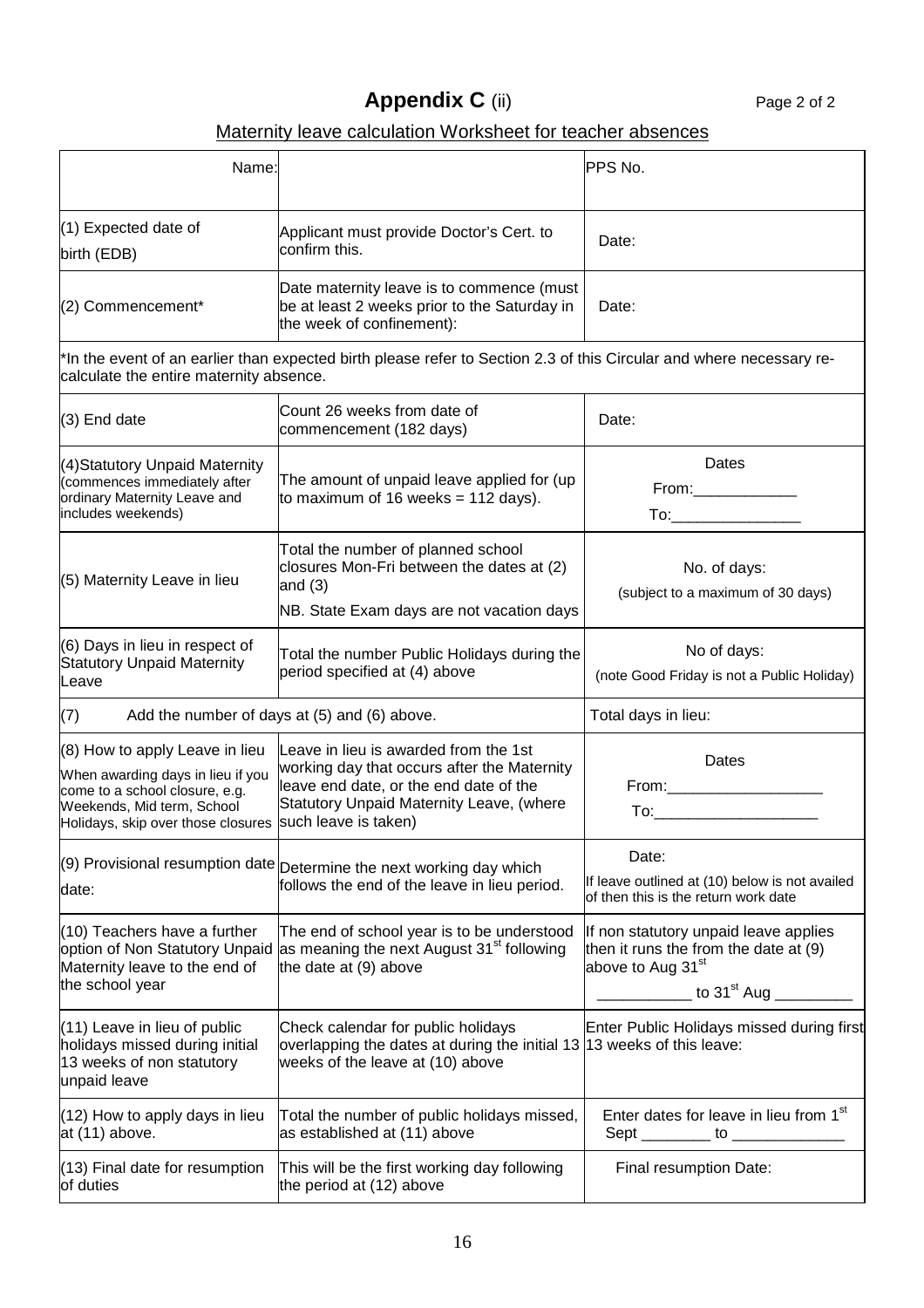# Appendix C (ii)

Page 2 of 2

Maternity leave calculation Worksheet for teacher absences

| | | |
|---|---|---|
| Name: | | PPS No. |
| (1) Expected date of birth (EDB) | Applicant must provide Doctor's Cert. to confirm this. | Date: |
| (2) Commencement* | Date maternity leave is to commence (must be at least 2 weeks prior to the Saturday in the week of confinement): | Date: |
| *In the event of an earlier than expected birth please refer to Section 2.3 of this Circular and where necessary re-calculate the entire maternity absence. | | |
| (3) End date | Count 26 weeks from date of commencement (182 days) | Date: |
| (4)Statutory Unpaid Maternity (commences immediately after ordinary Maternity Leave and includes weekends) | The amount of unpaid leave applied for (up to maximum of 16 weeks = 112 days). | Dates From:____________ To:_______________ |
| (5) Maternity Leave in lieu | Total the number of planned school closures Mon-Fri between the dates at (2) and (3) NB. State Exam days are not vacation days | No. of days: (subject to a maximum of 30 days) |
| (6) Days in lieu in respect of Statutory Unpaid Maternity Leave | Total the number Public Holidays during the period specified at (4) above | No of days: (note Good Friday is not a Public Holiday) |
| (7) Add the number of days at (5) and (6) above. | | Total days in lieu: |
| (8) How to apply Leave in lieu When awarding days in lieu if you come to a school closure, e.g. Weekends, Mid term, School Holidays, skip over those closures | Leave in lieu is awarded from the 1st working day that occurs after the Maternity leave end date, or the end date of the Statutory Unpaid Maternity Leave, (where such leave is taken) | Dates From:__________________ To:___________________ |
| (9) Provisional resumption date date: | Determine the next working day which follows the end of the leave in lieu period. | Date: If leave outlined at (10) below is not availed of then this is the return work date |
| (10) Teachers have a further option of Non Statutory Unpaid Maternity leave to the end of the school year | The end of school year is to be understood as meaning the next August 31st following the date at (9) above | If non statutory unpaid leave applies then it runs the from the date at (9) above to Aug 31st ___________ to 31st Aug _________ |
| (11) Leave in lieu of public holidays missed during initial 13 weeks of non statutory unpaid leave | Check calendar for public holidays overlapping the dates at during the initial 13 weeks of the leave at (10) above | Enter Public Holidays missed during first 13 weeks of this leave: |
| (12) How to apply days in lieu at (11) above. | Total the number of public holidays missed, as established at (11) above | Enter dates for leave in lieu from 1st Sept ________ to _____________ |
| (13) Final date for resumption of duties | This will be the first working day following the period at (12) above | Final resumption Date: |